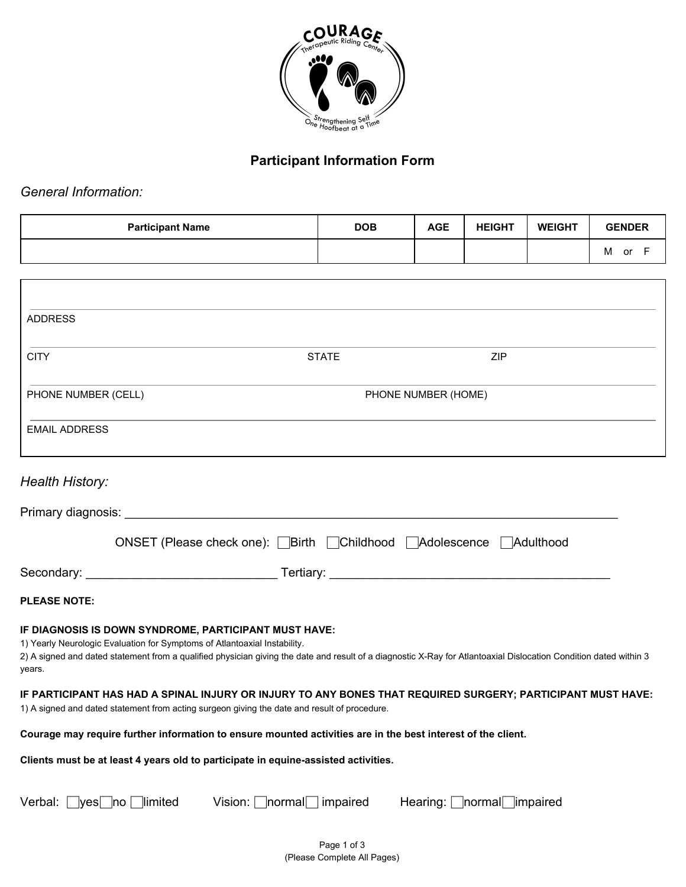# Participant Information Form

*General Information:*

| Participant Name | DOB | AGE | HEIGHT | WEIGHT | GENDER |
|---|---|---|---|---|---|
| | | | | | M or F |

ADDRESS

CITY STATE ZIP

PHONE NUMBER (CELL) PHONE NUMBER (HOME)

EMAIL ADDRESS

*Health History:*

Primary diagnosis: ___________________________________________________________________

ONSET (Please check one): ☐Birth ☐Childhood ☐Adolescence ☐Adulthood

Secondary: ___________________________ Tertiary: ________________________________________

**PLEASE NOTE:**

**IF DIAGNOSIS IS DOWN SYNDROME, PARTICIPANT MUST HAVE:**

1) Yearly Neurologic Evaluation for Symptoms of Atlantoaxial Instability.
2) A signed and dated statement from a qualified physician giving the date and result of a diagnostic X-Ray for Atlantoaxial Dislocation Condition dated within 3 years.

**IF PARTICIPANT HAS HAD A SPINAL INJURY OR INJURY TO ANY BONES THAT REQUIRED SURGERY; PARTICIPANT MUST HAVE:**

1) A signed and dated statement from acting surgeon giving the date and result of procedure.

**Courage may require further information to ensure mounted activities are in the best interest of the client.**

**Clients must be at least 4 years old to participate in equine-assisted activities.**

Verbal: ☐yes ☐no ☐limited Vision: ☐normal ☐ impaired Hearing: ☐normal ☐impaired

(Please Complete All Pages)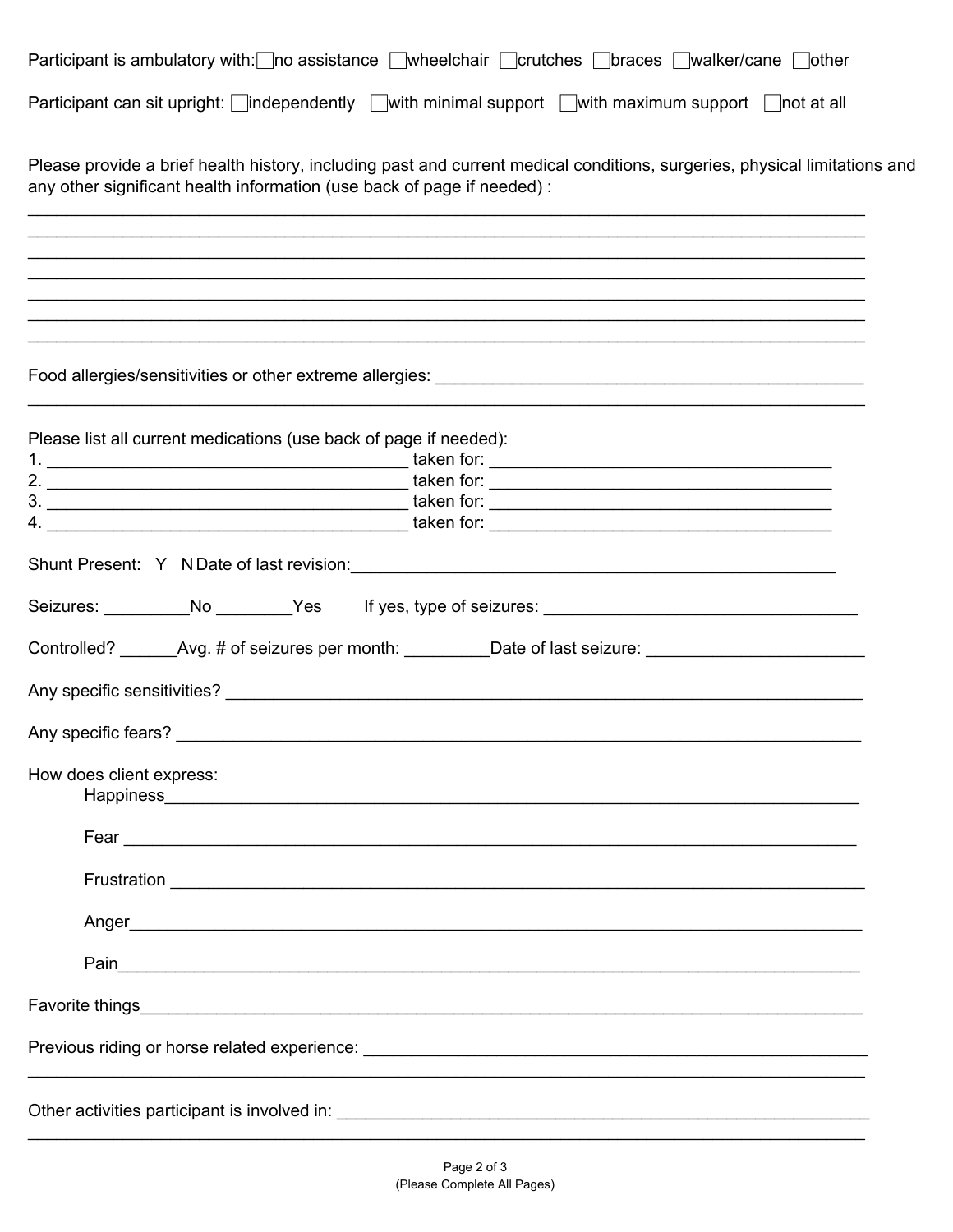Participant is ambulatory with: ☐ no assistance ☐ wheelchair ☐ crutches ☐ braces ☐ walker/cane ☐ other

Participant can sit upright: ☐ independently ☐ with minimal support ☐ with maximum support ☐ not at all

Please provide a brief health history, including past and current medical conditions, surgeries, physical limitations and any other significant health information (use back of page if needed) :

______________________________________________________________________________

______________________________________________________________________________

______________________________________________________________________________

______________________________________________________________________________

______________________________________________________________________________

______________________________________________________________________________

______________________________________________________________________________

Food allergies/sensitivities or other extreme allergies: ______________________________________

______________________________________________________________________________

Please list all current medications (use back of page if needed):

1. ______________________________ taken for: ______________________________
2. ______________________________ taken for: ______________________________
3. ______________________________ taken for: ______________________________
4. ______________________________ taken for: ______________________________

Shunt Present: Y N Date of last revision:_________________________________________

Seizures: _________No ________Yes If yes, type of seizures: ___________________________

Controlled? ______Avg. # of seizures per month: _________Date of last seizure: ________________

Any specific sensitivities? ______________________________________________________

Any specific fears? __________________________________________________________

How does client express:

Happiness____________________________________________________________

Fear _________________________________________________________________

Frustration ____________________________________________________________

Anger________________________________________________________________

Pain_________________________________________________________________

Favorite things_______________________________________________________________

Previous riding or horse related experience: ________________________________________

______________________________________________________________________________

Other activities participant is involved in: __________________________________________

______________________________________________________________________________

(Please Complete All Pages)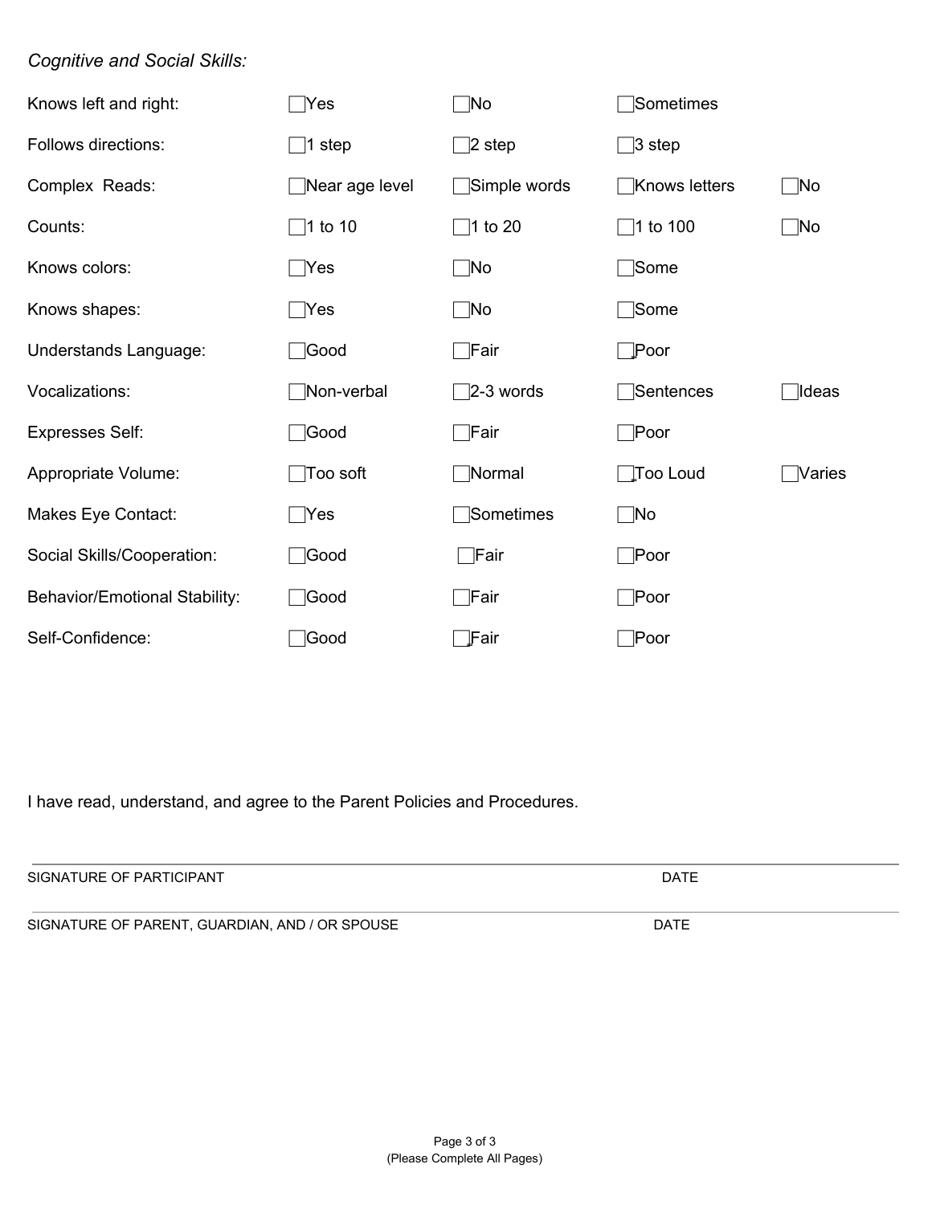*Cognitive and Social Skills:*

| | | | | |
|---|---|---|---|---|
| Knows left and right: | ☐ Yes | ☐ No | ☐ Sometimes | |
| Follows directions: | ☐ 1 step | ☐ 2 step | ☐ 3 step | |
| Complex Reads: | ☐ Near age level | ☐ Simple words | ☐ Knows letters | ☐ No |
| Counts: | ☐ 1 to 10 | ☐ 1 to 20 | ☐ 1 to 100 | ☐ No |
| Knows colors: | ☐ Yes | ☐ No | ☐ Some | |
| Knows shapes: | ☐ Yes | ☐ No | ☐ Some | |
| Understands Language: | ☐ Good | ☐ Fair | ☐ Poor | |
| Vocalizations: | ☐ Non-verbal | ☐ 2-3 words | ☐ Sentences | ☐ Ideas |
| Expresses Self: | ☐ Good | ☐ Fair | ☐ Poor | |
| Appropriate Volume: | ☐ Too soft | ☐ Normal | ☐ Too Loud | ☐ Varies |
| Makes Eye Contact: | ☐ Yes | ☐ Sometimes | ☐ No | |
| Social Skills/Cooperation: | ☐ Good | ☐ Fair | ☐ Poor | |
| Behavior/Emotional Stability: | ☐ Good | ☐ Fair | ☐ Poor | |
| Self-Confidence: | ☐ Good | ☐ Fair | ☐ Poor | |

I have read, understand, and agree to the Parent Policies and Procedures.

SIGNATURE OF PARTICIPANT ______________________________ DATE __________

SIGNATURE OF PARENT, GUARDIAN, AND / OR SPOUSE ______________________________ DATE __________

(Please Complete All Pages)